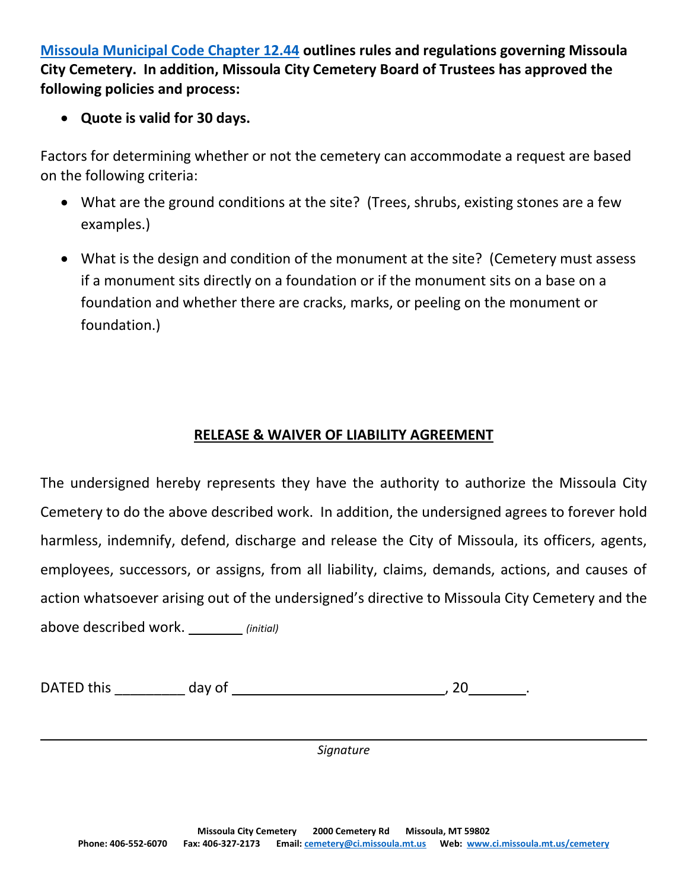**[Missoula Municipal Code Chapter 12.44](#) outlines rules and regulations governing Missoula City Cemetery. In addition, Missoula City Cemetery Board of Trustees has approved the following policies and process:**

- **Quote is valid for 30 days.**

Factors for determining whether or not the cemetery can accommodate a request are based on the following criteria:

- What are the ground conditions at the site? (Trees, shrubs, existing stones are a few examples.)
- What is the design and condition of the monument at the site? (Cemetery must assess if a monument sits directly on a foundation or if the monument sits on a base on a foundation and whether there are cracks, marks, or peeling on the monument or foundation.)

## RELEASE & WAIVER OF LIABILITY AGREEMENT

The undersigned hereby represents they have the authority to authorize the Missoula City Cemetery to do the above described work. In addition, the undersigned agrees to forever hold harmless, indemnify, defend, discharge and release the City of Missoula, its officers, agents, employees, successors, or assigns, from all liability, claims, demands, actions, and causes of action whatsoever arising out of the undersigned's directive to Missoula City Cemetery and the above described work. _______ *(initial)*

DATED this _________ day of ____________________________, 20_______.

______________________________________________________________________

*Signature*

**Missoula City Cemetery 2000 Cemetery Rd Missoula, MT 59802**
**Phone: 406-552-6070 Fax: 406-327-2173 Email: [cemetery@ci.missoula.mt.us](mailto:cemetery@ci.missoula.mt.us) Web: [www.ci.missoula.mt.us/cemetery](http://www.ci.missoula.mt.us/cemetery)**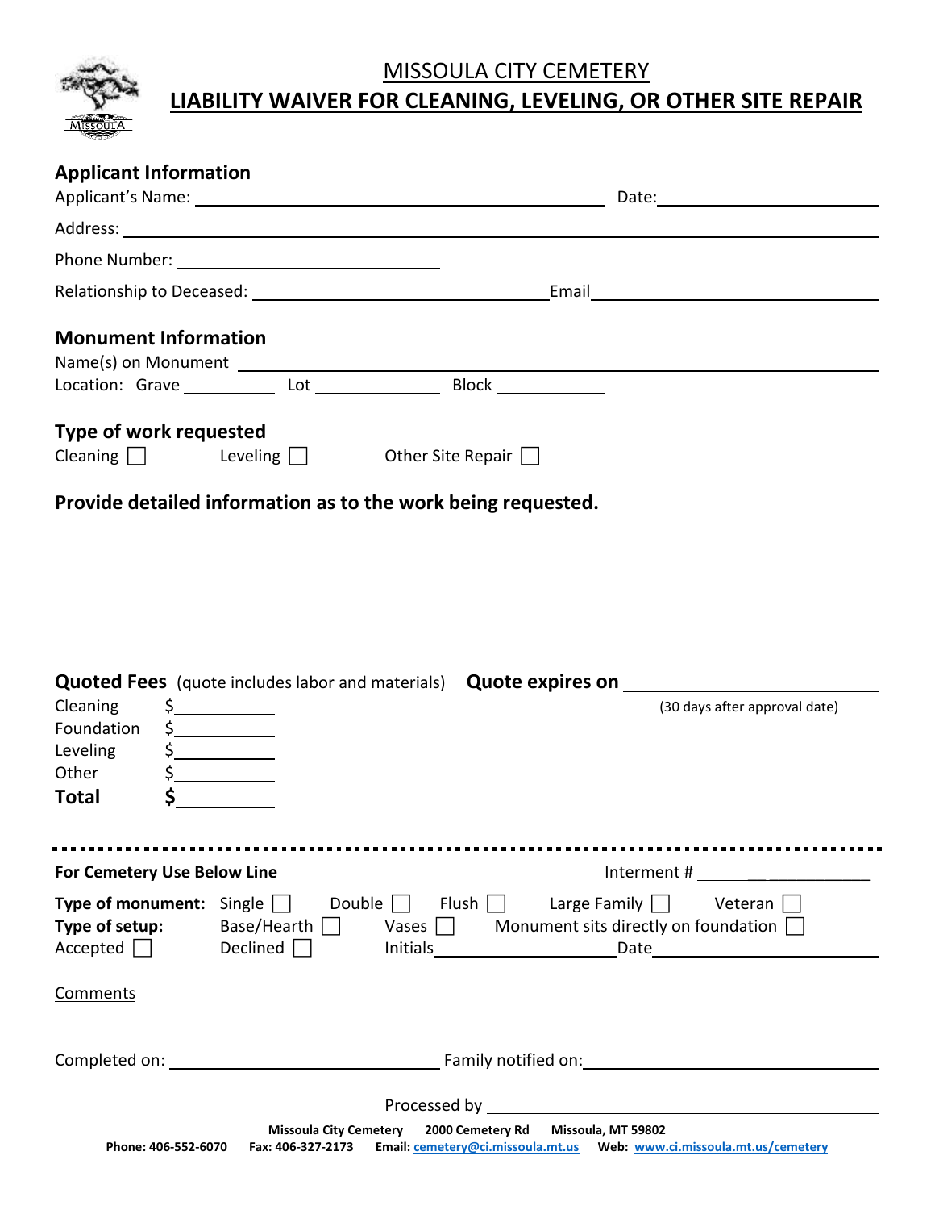# MISSOULA CITY CEMETERY

## LIABILITY WAIVER FOR CLEANING, LEVELING, OR OTHER SITE REPAIR

### Applicant Information

Applicant's Name: ______________________________ Date: ______________

Address: ____________________________________________________________

Phone Number: ____________________

Relationship to Deceased: ______________________ Email ______________________

### Monument Information

Name(s) on Monument ______________________________________________

Location: Grave __________ Lot ____________ Block ___________

### Type of work requested

Cleaning ☐ Leveling ☐ Other Site Repair ☐

**Provide detailed information as to the work being requested.**

**Quoted Fees** (quote includes labor and materials) **Quote expires on** ______________________

(30 days after approval date)

Cleaning $__________

Foundation $__________

Leveling $__________

Other $__________

**Total $__________**

---

**For Cemetery Use Below Line** Interment # ______________

**Type of monument:** Single ☐ Double ☐ Flush ☐ Large Family ☐ Veteran ☐

**Type of setup:** Base/Hearth ☐ Vases ☐ Monument sits directly on foundation ☐

Accepted ☐ Declined ☐ Initials__________________ Date____________________

Comments

Completed on: ______________________ Family notified on: ______________________

Processed by ______________________________

**Missoula City Cemetery 2000 Cemetery Rd Missoula, MT 59802**

**Phone: 406-552-6070 Fax: 406-327-2173 Email: cemetery@ci.missoula.mt.us Web: www.ci.missoula.mt.us/cemetery**